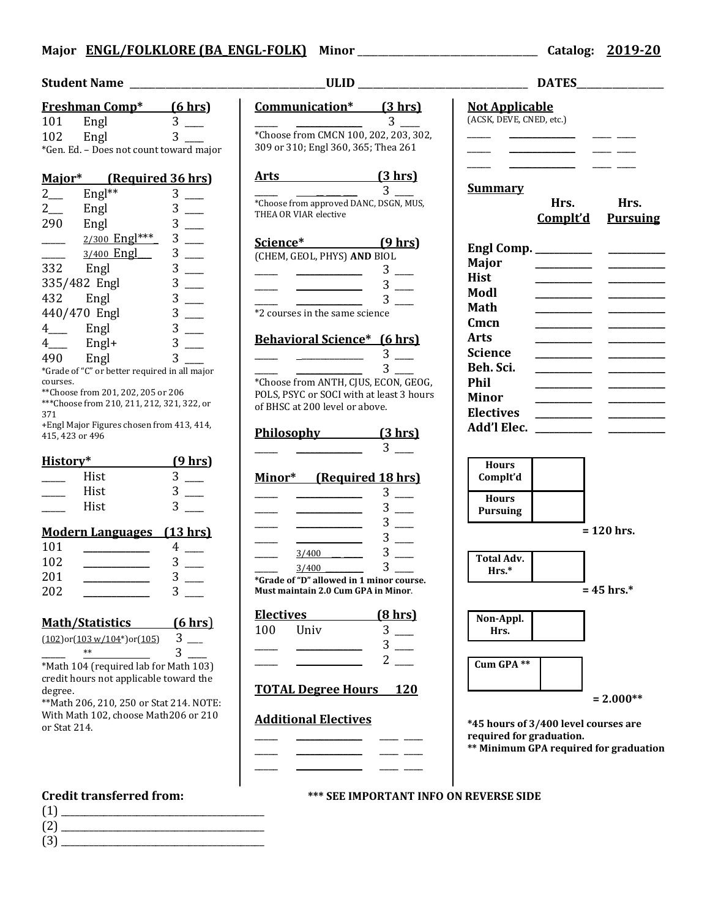**Major ENGL/FOLKLORE (BA_ENGL-FOLK)** **Minor** ______________________ **Catalog: 2019-20**

**Student Name** ______________________ **ULID** ______________________ **DATES** ______________

## Freshman Comp* (6 hrs)

| | | | |
|---|---|---|---|
| 101 | Engl | 3 | ___ |
| 102 | Engl | 3 | ___ |

*Gen. Ed. – Does not count toward major

## Major* (Required 36 hrs)

| | | | |
|---|---|---|---|
| 2___ | Engl** | 3 | ___ |
| 2___ | Engl | 3 | ___ |
| 290 | Engl | 3 | ___ |
| ____ | 2/300 Engl*** | 3 | ___ |
| ____ | 3/400 Engl | 3 | ___ |
| 332 | Engl | 3 | ___ |
| 335/482 | Engl | 3 | ___ |
| 432 | Engl | 3 | ___ |
| 440/470 | Engl | 3 | ___ |
| 4___ | Engl | 3 | ___ |
| 4___ | Engl+ | 3 | ___ |
| 490 | Engl | 3 | ___ |

*Grade of "C" or better required in all major courses.
**Choose from 201, 202, 205 or 206
***Choose from 210, 211, 212, 321, 322, or 371
+Engl Major Figures chosen from 413, 414, 415, 423 or 496

## History* (9 hrs)

| | | | |
|---|---|---|---|
| ____ | Hist | 3 | ___ |
| ____ | Hist | 3 | ___ |
| ____ | Hist | 3 | ___ |

## Modern Languages (13 hrs)

| | | | |
|---|---|---|---|
| 101 | ________ | 4 | ___ |
| 102 | ________ | 3 | ___ |
| 201 | ________ | 3 | ___ |
| 202 | ________ | 3 | ___ |

## Math/Statistics (6 hrs)

| | | |
|---|---|---|
| (102)or(103 w/104*)or(105) | 3 | ___ |
| ____ ** | 3 | ___ |

*Math 104 (required lab for Math 103) credit hours not applicable toward the degree.
**Math 206, 210, 250 or Stat 214. NOTE: With Math 102, choose Math206 or 210 or Stat 214.

## Communication* (3 hrs)

____ ________ 3 ___

*Choose from CMCN 100, 202, 203, 302, 309 or 310; Engl 360, 365; Thea 261

## Arts (3 hrs)

____ ________ 3 ___

*Choose from approved DANC, DSGN, MUS, THEA OR VIAR elective

## Science* (9 hrs)

(CHEM, GEOL, PHYS) **AND** BIOL

| | | | |
|---|---|---|---|
| ____ | ________ | 3 | ___ |
| ____ | ________ | 3 | ___ |
| ____ | ________ | 3 | ___ |

*2 courses in the same science

## Behavioral Science* (6 hrs)

| | | | |
|---|---|---|---|
| ____ | ________ | 3 | ___ |
| ____ | ________ | 3 | ___ |

*Choose from ANTH, CJUS, ECON, GEOG, POLS, PSYC or SOCI with at least 3 hours of BHSC at 200 level or above.

## Philosophy (3 hrs)

____ ________ 3 ___

## Minor* (Required 18 hrs)

| | | | |
|---|---|---|---|
| ____ | ________ | 3 | ___ |
| ____ | ________ | 3 | ___ |
| ____ | ________ | 3 | ___ |
| ____ | ________ | 3 | ___ |
| ____ | 3/400 ____ | 3 | ___ |
| ____ | 3/400 ____ | 3 | ___ |

***Grade of "D" allowed in 1 minor course. Must maintain 2.0 Cum GPA in Minor.**

## Electives (8 hrs)

| | | | |
|---|---|---|---|
| 100 | Univ | 3 | ___ |
| ____ | ________ | 3 | ___ |
| ____ | ________ | 2 | ___ |

## TOTAL Degree Hours 120

## Additional Electives

| | | | |
|---|---|---|---|
| ____ | ________ | ___ | ___ |
| ____ | ________ | ___ | ___ |
| ____ | ________ | ___ | ___ |

## Not Applicable

(ACSK, DEVE, CNED, etc.)

| | | | |
|---|---|---|---|
| ____ | ________ | ___ | ___ |
| ____ | ________ | ___ | ___ |
| ____ | ________ | ___ | ___ |

## Summary

| | Hrs. Complt'd | Hrs. Pursuing |
|---|---|---|
| **Engl Comp.** | ______ | ______ |
| **Major** | ______ | ______ |
| **Hist** | ______ | ______ |
| **Modl** | ______ | ______ |
| **Math** | ______ | ______ |
| **Cmcn** | ______ | ______ |
| **Arts** | ______ | ______ |
| **Science** | ______ | ______ |
| **Beh. Sci.** | ______ | ______ |
| **Phil** | ______ | ______ |
| **Minor** | ______ | ______ |
| **Electives** | ______ | ______ |
| **Add'l Elec.** | ______ | ______ |

| | |
|---|---|
| **Hours Complt'd** | |
| **Hours Pursuing** | |

**= 120 hrs.**

| | |
|---|---|
| **Total Adv. Hrs.*** | |

**= 45 hrs.***

| | |
|---|---|
| **Non-Appl. Hrs.** | |

| | |
|---|---|
| **Cum GPA **** | |

**= 2.000****

***45 hours of 3/400 level courses are required for graduation.**
**** Minimum GPA required for graduation**

**Credit transferred from:**

(1) ______________________
(2) ______________________
(3) ______________________

***** SEE IMPORTANT INFO ON REVERSE SIDE**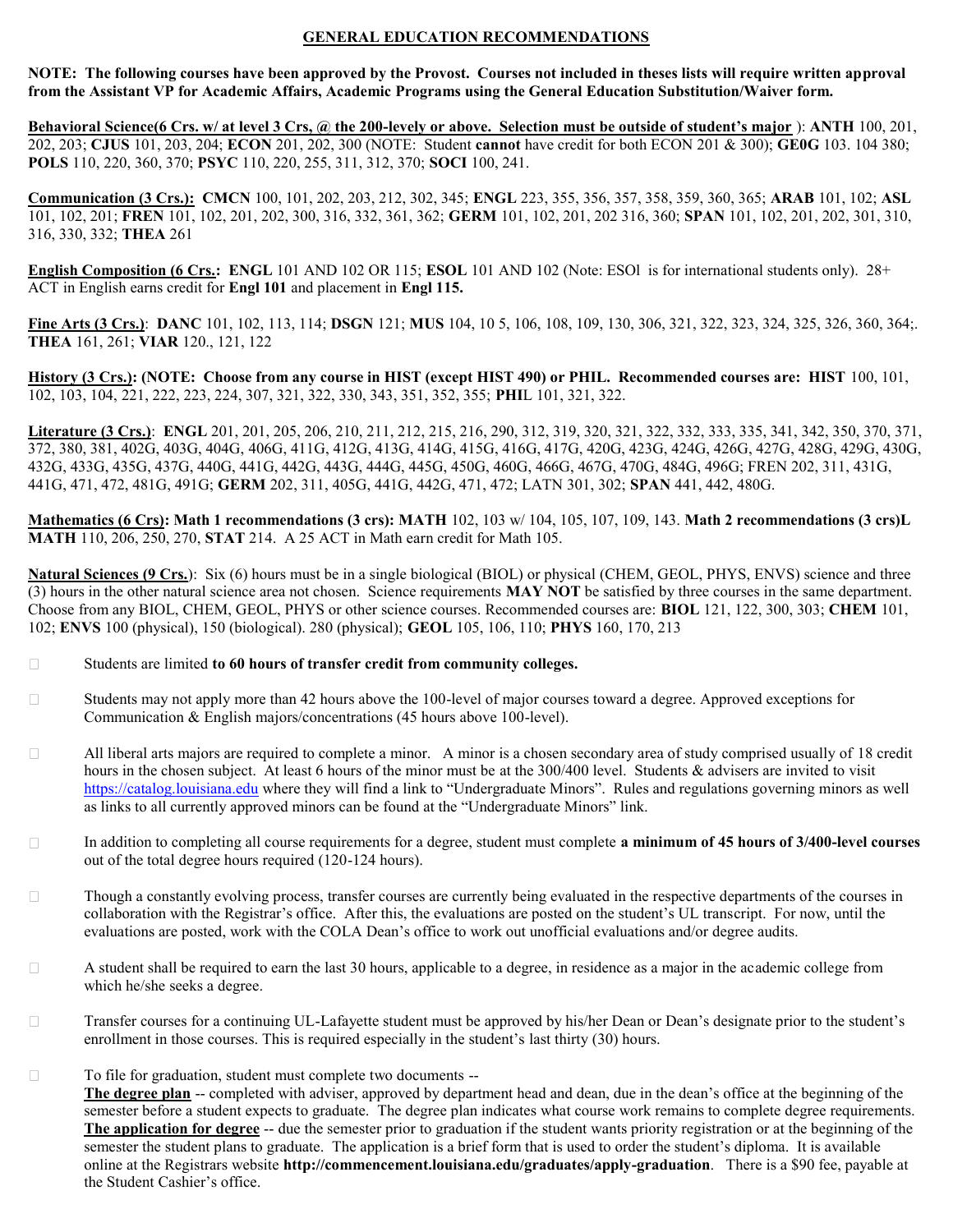## GENERAL EDUCATION RECOMMENDATIONS

**NOTE: The following courses have been approved by the Provost. Courses not included in theses lists will require written approval from the Assistant VP for Academic Affairs, Academic Programs using the General Education Substitution/Waiver form.**

**Behavioral Science(6 Crs. w/ at level 3 Crs, @ the 200-levely or above. Selection must be outside of student's major** ): **ANTH** 100, 201, 202, 203; **CJUS** 101, 203, 204; **ECON** 201, 202, 300 (NOTE: Student **cannot** have credit for both ECON 201 & 300); **GE0G** 103. 104 380; **POLS** 110, 220, 360, 370; **PSYC** 110, 220, 255, 311, 312, 370; **SOCI** 100, 241.

**Communication (3 Crs.): CMCN** 100, 101, 202, 203, 212, 302, 345; **ENGL** 223, 355, 356, 357, 358, 359, 360, 365; **ARAB** 101, 102; **ASL** 101, 102, 201; **FREN** 101, 102, 201, 202, 300, 316, 332, 361, 362; **GERM** 101, 102, 201, 202 316, 360; **SPAN** 101, 102, 201, 202, 301, 310, 316, 330, 332; **THEA** 261

**English Composition (6 Crs.: ENGL** 101 AND 102 OR 115; **ESOL** 101 AND 102 (Note: ESOl is for international students only). 28+ ACT in English earns credit for **Engl 101** and placement in **Engl 115.**

**Fine Arts (3 Crs.)**: **DANC** 101, 102, 113, 114; **DSGN** 121; **MUS** 104, 10 5, 106, 108, 109, 130, 306, 321, 322, 323, 324, 325, 326, 360, 364;. **THEA** 161, 261; **VIAR** 120., 121, 122

**History (3 Crs.): (NOTE: Choose from any course in HIST (except HIST 490) or PHIL. Recommended courses are: HIST** 100, 101, 102, 103, 104, 221, 222, 223, 224, 307, 321, 322, 330, 343, 351, 352, 355; **PHI**L 101, 321, 322.

**Literature (3 Crs.)**: **ENGL** 201, 201, 205, 206, 210, 211, 212, 215, 216, 290, 312, 319, 320, 321, 322, 332, 333, 335, 341, 342, 350, 370, 371, 372, 380, 381, 402G, 403G, 404G, 406G, 411G, 412G, 413G, 414G, 415G, 416G, 417G, 420G, 423G, 424G, 426G, 427G, 428G, 429G, 430G, 432G, 433G, 435G, 437G, 440G, 441G, 442G, 443G, 444G, 445G, 450G, 460G, 466G, 467G, 470G, 484G, 496G; FREN 202, 311, 431G, 441G, 471, 472, 481G, 491G; **GERM** 202, 311, 405G, 441G, 442G, 471, 472; LATN 301, 302; **SPAN** 441, 442, 480G.

**Mathematics (6 Crs): Math 1 recommendations (3 crs): MATH** 102, 103 w/ 104, 105, 107, 109, 143. **Math 2 recommendations (3 crs)L MATH** 110, 206, 250, 270, **STAT** 214. A 25 ACT in Math earn credit for Math 105.

**Natural Sciences (9 Crs.**): Six (6) hours must be in a single biological (BIOL) or physical (CHEM, GEOL, PHYS, ENVS) science and three (3) hours in the other natural science area not chosen. Science requirements **MAY NOT** be satisfied by three courses in the same department. Choose from any BIOL, CHEM, GEOL, PHYS or other science courses. Recommended courses are: **BIOL** 121, 122, 300, 303; **CHEM** 101, 102; **ENVS** 100 (physical), 150 (biological). 280 (physical); **GEOL** 105, 106, 110; **PHYS** 160, 170, 213

- Students are limited **to 60 hours of transfer credit from community colleges.**
- Students may not apply more than 42 hours above the 100-level of major courses toward a degree. Approved exceptions for Communication & English majors/concentrations (45 hours above 100-level).
- All liberal arts majors are required to complete a minor. A minor is a chosen secondary area of study comprised usually of 18 credit hours in the chosen subject. At least 6 hours of the minor must be at the 300/400 level. Students & advisers are invited to visit https://catalog.louisiana.edu where they will find a link to "Undergraduate Minors". Rules and regulations governing minors as well as links to all currently approved minors can be found at the "Undergraduate Minors" link.
- In addition to completing all course requirements for a degree, student must complete **a minimum of 45 hours of 3/400-level courses** out of the total degree hours required (120-124 hours).
- Though a constantly evolving process, transfer courses are currently being evaluated in the respective departments of the courses in collaboration with the Registrar's office. After this, the evaluations are posted on the student's UL transcript. For now, until the evaluations are posted, work with the COLA Dean's office to work out unofficial evaluations and/or degree audits.
- A student shall be required to earn the last 30 hours, applicable to a degree, in residence as a major in the academic college from which he/she seeks a degree.
- Transfer courses for a continuing UL-Lafayette student must be approved by his/her Dean or Dean's designate prior to the student's enrollment in those courses. This is required especially in the student's last thirty (30) hours.
- To file for graduation, student must complete two documents --
  **The degree plan** -- completed with adviser, approved by department head and dean, due in the dean's office at the beginning of the semester before a student expects to graduate. The degree plan indicates what course work remains to complete degree requirements.
  **The application for degree** -- due the semester prior to graduation if the student wants priority registration or at the beginning of the semester the student plans to graduate. The application is a brief form that is used to order the student's diploma. It is available online at the Registrars website **http://commencement.louisiana.edu/graduates/apply-graduation**. There is a $90 fee, payable at the Student Cashier's office.